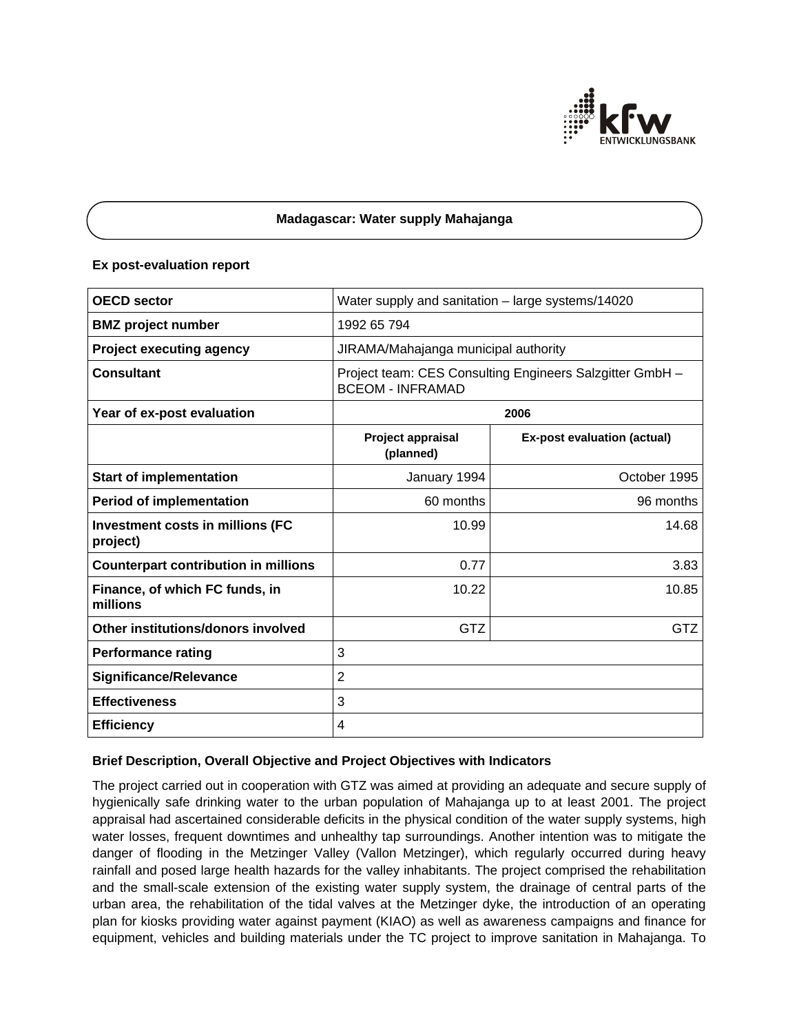# Madagascar: Water supply Mahajanga

**Ex post-evaluation report**

| **OECD sector** | Water supply and sanitation – large systems/14020 | |
|---|---|---|
| **BMZ project number** | 1992 65 794 | |
| **Project executing agency** | JIRAMA/Mahajanga municipal authority | |
| **Consultant** | Project team: CES Consulting Engineers Salzgitter GmbH – BCEOM - INFRAMAD | |
| **Year of ex-post evaluation** | **2006** | |
| | **Project appraisal (planned)** | **Ex-post evaluation (actual)** |
| **Start of implementation** | January 1994 | October 1995 |
| **Period of implementation** | 60 months | 96 months |
| **Investment costs in millions (FC project)** | 10.99 | 14.68 |
| **Counterpart contribution in millions** | 0.77 | 3.83 |
| **Finance, of which FC funds, in millions** | 10.22 | 10.85 |
| **Other institutions/donors involved** | GTZ | GTZ |
| **Performance rating** | 3 | |
| **Significance/Relevance** | 2 | |
| **Effectiveness** | 3 | |
| **Efficiency** | 4 | |

**Brief Description, Overall Objective and Project Objectives with Indicators**

The project carried out in cooperation with GTZ was aimed at providing an adequate and secure supply of hygienically safe drinking water to the urban population of Mahajanga up to at least 2001. The project appraisal had ascertained considerable deficits in the physical condition of the water supply systems, high water losses, frequent downtimes and unhealthy tap surroundings. Another intention was to mitigate the danger of flooding in the Metzinger Valley (Vallon Metzinger), which regularly occurred during heavy rainfall and posed large health hazards for the valley inhabitants. The project comprised the rehabilitation and the small-scale extension of the existing water supply system, the drainage of central parts of the urban area, the rehabilitation of the tidal valves at the Metzinger dyke, the introduction of an operating plan for kiosks providing water against payment (KIAO) as well as awareness campaigns and finance for equipment, vehicles and building materials under the TC project to improve sanitation in Mahajanga. To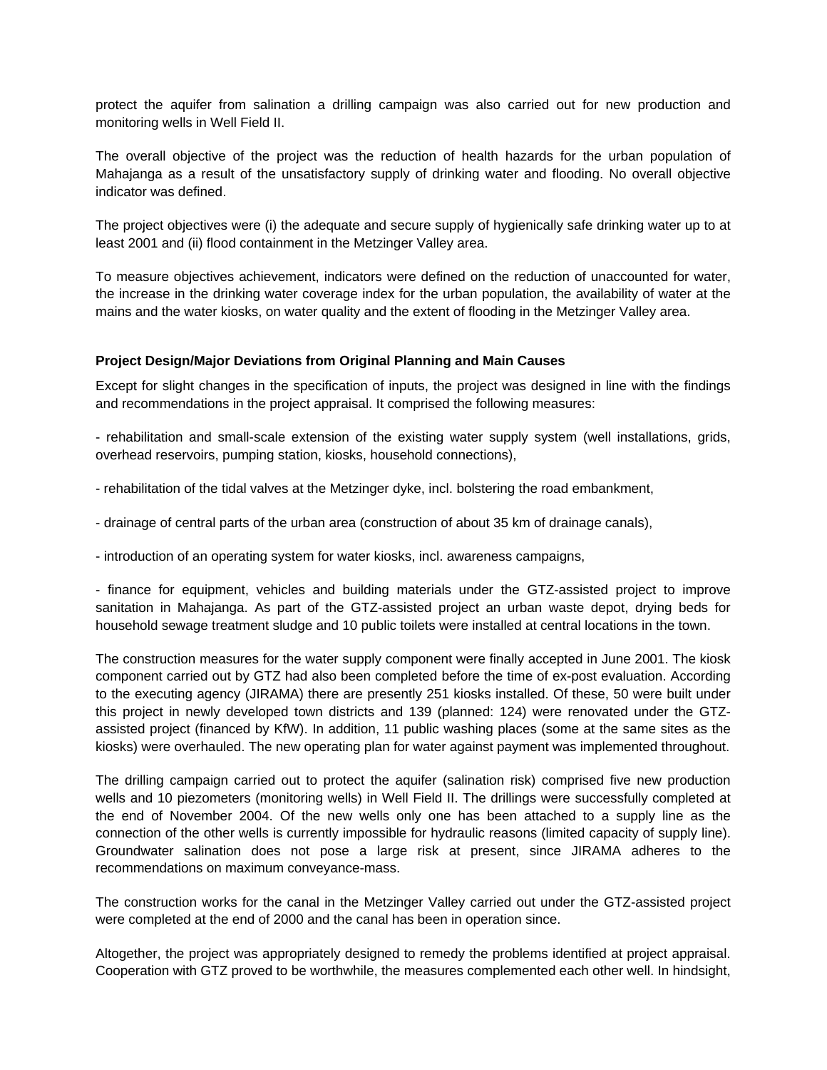protect the aquifer from salination a drilling campaign was also carried out for new production and monitoring wells in Well Field II.

The overall objective of the project was the reduction of health hazards for the urban population of Mahajanga as a result of the unsatisfactory supply of drinking water and flooding. No overall objective indicator was defined.

The project objectives were (i) the adequate and secure supply of hygienically safe drinking water up to at least 2001 and (ii) flood containment in the Metzinger Valley area.

To measure objectives achievement, indicators were defined on the reduction of unaccounted for water, the increase in the drinking water coverage index for the urban population, the availability of water at the mains and the water kiosks, on water quality and the extent of flooding in the Metzinger Valley area.

**Project Design/Major Deviations from Original Planning and Main Causes**

Except for slight changes in the specification of inputs, the project was designed in line with the findings and recommendations in the project appraisal. It comprised the following measures:

- rehabilitation and small-scale extension of the existing water supply system (well installations, grids, overhead reservoirs, pumping station, kiosks, household connections),

- rehabilitation of the tidal valves at the Metzinger dyke, incl. bolstering the road embankment,

- drainage of central parts of the urban area (construction of about 35 km of drainage canals),

- introduction of an operating system for water kiosks, incl. awareness campaigns,

- finance for equipment, vehicles and building materials under the GTZ-assisted project to improve sanitation in Mahajanga. As part of the GTZ-assisted project an urban waste depot, drying beds for household sewage treatment sludge and 10 public toilets were installed at central locations in the town.

The construction measures for the water supply component were finally accepted in June 2001. The kiosk component carried out by GTZ had also been completed before the time of ex-post evaluation. According to the executing agency (JIRAMA) there are presently 251 kiosks installed. Of these, 50 were built under this project in newly developed town districts and 139 (planned: 124) were renovated under the GTZ-assisted project (financed by KfW). In addition, 11 public washing places (some at the same sites as the kiosks) were overhauled. The new operating plan for water against payment was implemented throughout.

The drilling campaign carried out to protect the aquifer (salination risk) comprised five new production wells and 10 piezometers (monitoring wells) in Well Field II. The drillings were successfully completed at the end of November 2004. Of the new wells only one has been attached to a supply line as the connection of the other wells is currently impossible for hydraulic reasons (limited capacity of supply line). Groundwater salination does not pose a large risk at present, since JIRAMA adheres to the recommendations on maximum conveyance-mass.

The construction works for the canal in the Metzinger Valley carried out under the GTZ-assisted project were completed at the end of 2000 and the canal has been in operation since.

Altogether, the project was appropriately designed to remedy the problems identified at project appraisal. Cooperation with GTZ proved to be worthwhile, the measures complemented each other well. In hindsight,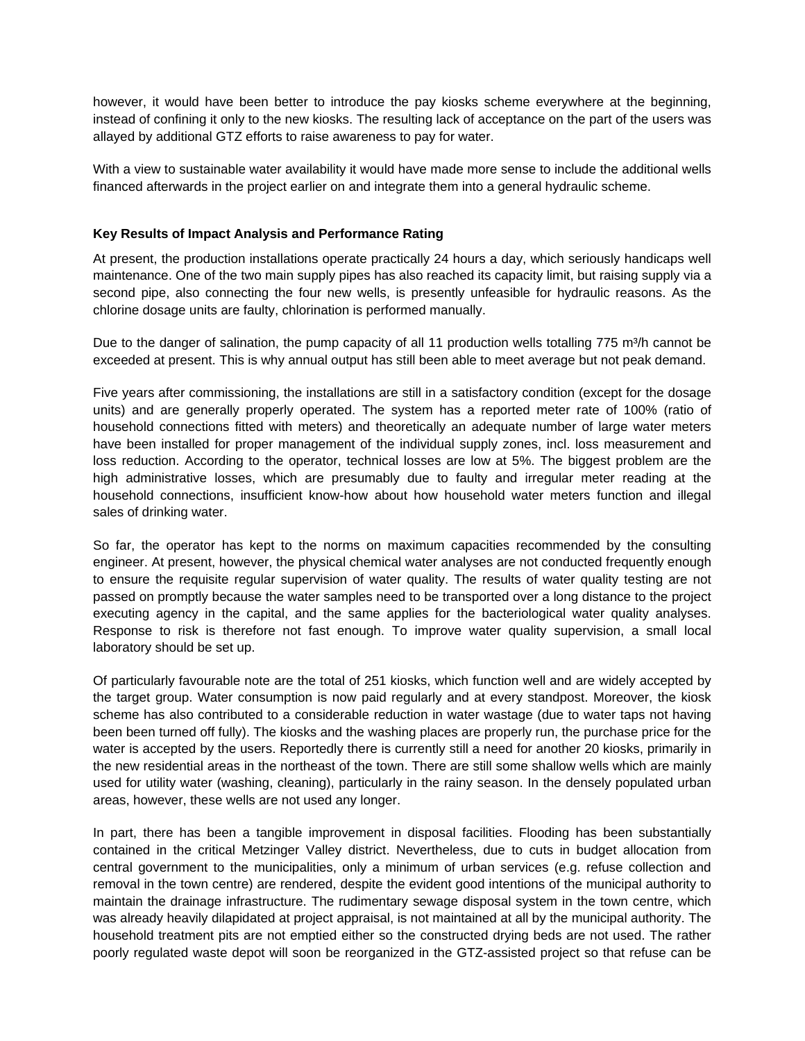however, it would have been better to introduce the pay kiosks scheme everywhere at the beginning, instead of confining it only to the new kiosks. The resulting lack of acceptance on the part of the users was allayed by additional GTZ efforts to raise awareness to pay for water.

With a view to sustainable water availability it would have made more sense to include the additional wells financed afterwards in the project earlier on and integrate them into a general hydraulic scheme.

**Key Results of Impact Analysis and Performance Rating**

At present, the production installations operate practically 24 hours a day, which seriously handicaps well maintenance. One of the two main supply pipes has also reached its capacity limit, but raising supply via a second pipe, also connecting the four new wells, is presently unfeasible for hydraulic reasons. As the chlorine dosage units are faulty, chlorination is performed manually.

Due to the danger of salination, the pump capacity of all 11 production wells totalling 775 $m^3/h$ cannot be exceeded at present. This is why annual output has still been able to meet average but not peak demand.

Five years after commissioning, the installations are still in a satisfactory condition (except for the dosage units) and are generally properly operated. The system has a reported meter rate of 100% (ratio of household connections fitted with meters) and theoretically an adequate number of large water meters have been installed for proper management of the individual supply zones, incl. loss measurement and loss reduction. According to the operator, technical losses are low at 5%. The biggest problem are the high administrative losses, which are presumably due to faulty and irregular meter reading at the household connections, insufficient know-how about how household water meters function and illegal sales of drinking water.

So far, the operator has kept to the norms on maximum capacities recommended by the consulting engineer. At present, however, the physical chemical water analyses are not conducted frequently enough to ensure the requisite regular supervision of water quality. The results of water quality testing are not passed on promptly because the water samples need to be transported over a long distance to the project executing agency in the capital, and the same applies for the bacteriological water quality analyses. Response to risk is therefore not fast enough. To improve water quality supervision, a small local laboratory should be set up.

Of particularly favourable note are the total of 251 kiosks, which function well and are widely accepted by the target group. Water consumption is now paid regularly and at every standpost. Moreover, the kiosk scheme has also contributed to a considerable reduction in water wastage (due to water taps not having been been turned off fully). The kiosks and the washing places are properly run, the purchase price for the water is accepted by the users. Reportedly there is currently still a need for another 20 kiosks, primarily in the new residential areas in the northeast of the town. There are still some shallow wells which are mainly used for utility water (washing, cleaning), particularly in the rainy season. In the densely populated urban areas, however, these wells are not used any longer.

In part, there has been a tangible improvement in disposal facilities. Flooding has been substantially contained in the critical Metzinger Valley district. Nevertheless, due to cuts in budget allocation from central government to the municipalities, only a minimum of urban services (e.g. refuse collection and removal in the town centre) are rendered, despite the evident good intentions of the municipal authority to maintain the drainage infrastructure. The rudimentary sewage disposal system in the town centre, which was already heavily dilapidated at project appraisal, is not maintained at all by the municipal authority. The household treatment pits are not emptied either so the constructed drying beds are not used. The rather poorly regulated waste depot will soon be reorganized in the GTZ-assisted project so that refuse can be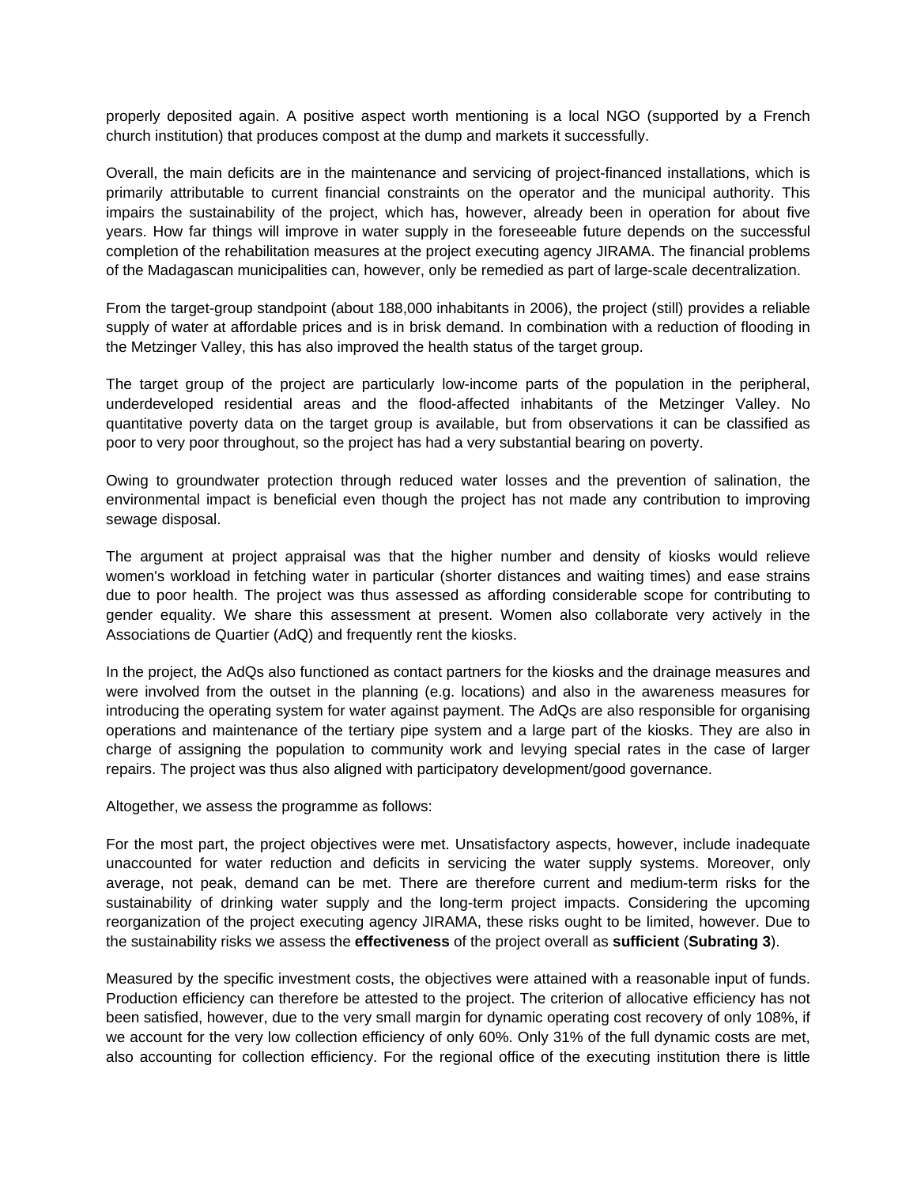properly deposited again. A positive aspect worth mentioning is a local NGO (supported by a French church institution) that produces compost at the dump and markets it successfully.

Overall, the main deficits are in the maintenance and servicing of project-financed installations, which is primarily attributable to current financial constraints on the operator and the municipal authority. This impairs the sustainability of the project, which has, however, already been in operation for about five years. How far things will improve in water supply in the foreseeable future depends on the successful completion of the rehabilitation measures at the project executing agency JIRAMA. The financial problems of the Madagascan municipalities can, however, only be remedied as part of large-scale decentralization.

From the target-group standpoint (about 188,000 inhabitants in 2006), the project (still) provides a reliable supply of water at affordable prices and is in brisk demand. In combination with a reduction of flooding in the Metzinger Valley, this has also improved the health status of the target group.

The target group of the project are particularly low-income parts of the population in the peripheral, underdeveloped residential areas and the flood-affected inhabitants of the Metzinger Valley. No quantitative poverty data on the target group is available, but from observations it can be classified as poor to very poor throughout, so the project has had a very substantial bearing on poverty.

Owing to groundwater protection through reduced water losses and the prevention of salination, the environmental impact is beneficial even though the project has not made any contribution to improving sewage disposal.

The argument at project appraisal was that the higher number and density of kiosks would relieve women's workload in fetching water in particular (shorter distances and waiting times) and ease strains due to poor health. The project was thus assessed as affording considerable scope for contributing to gender equality. We share this assessment at present. Women also collaborate very actively in the Associations de Quartier (AdQ) and frequently rent the kiosks.

In the project, the AdQs also functioned as contact partners for the kiosks and the drainage measures and were involved from the outset in the planning (e.g. locations) and also in the awareness measures for introducing the operating system for water against payment. The AdQs are also responsible for organising operations and maintenance of the tertiary pipe system and a large part of the kiosks. They are also in charge of assigning the population to community work and levying special rates in the case of larger repairs. The project was thus also aligned with participatory development/good governance.

Altogether, we assess the programme as follows:

For the most part, the project objectives were met. Unsatisfactory aspects, however, include inadequate unaccounted for water reduction and deficits in servicing the water supply systems. Moreover, only average, not peak, demand can be met. There are therefore current and medium-term risks for the sustainability of drinking water supply and the long-term project impacts. Considering the upcoming reorganization of the project executing agency JIRAMA, these risks ought to be limited, however. Due to the sustainability risks we assess the **effectiveness** of the project overall as **sufficient** (**Subrating 3**).

Measured by the specific investment costs, the objectives were attained with a reasonable input of funds. Production efficiency can therefore be attested to the project. The criterion of allocative efficiency has not been satisfied, however, due to the very small margin for dynamic operating cost recovery of only 108%, if we account for the very low collection efficiency of only 60%. Only 31% of the full dynamic costs are met, also accounting for collection efficiency. For the regional office of the executing institution there is little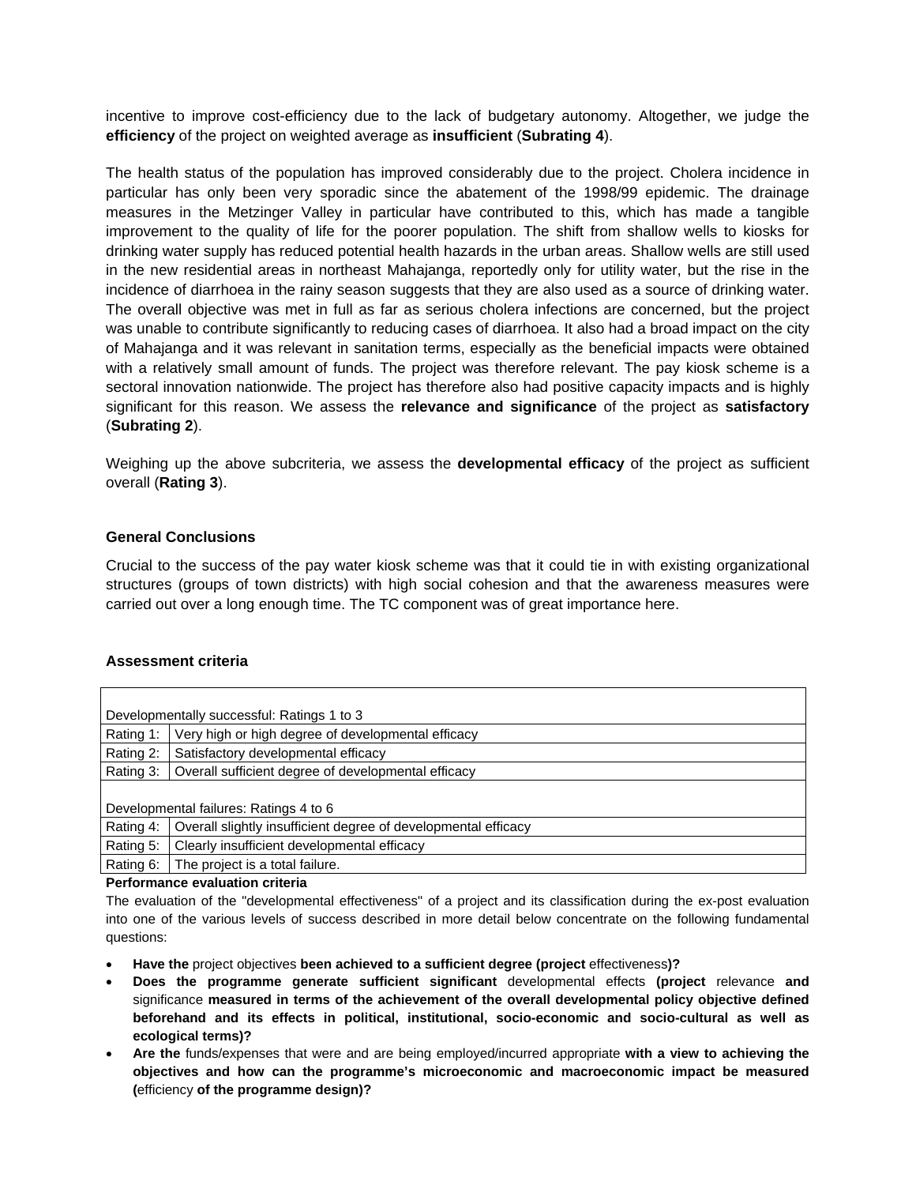incentive to improve cost-efficiency due to the lack of budgetary autonomy. Altogether, we judge the **efficiency** of the project on weighted average as **insufficient** (**Subrating 4**).

The health status of the population has improved considerably due to the project. Cholera incidence in particular has only been very sporadic since the abatement of the 1998/99 epidemic. The drainage measures in the Metzinger Valley in particular have contributed to this, which has made a tangible improvement to the quality of life for the poorer population. The shift from shallow wells to kiosks for drinking water supply has reduced potential health hazards in the urban areas. Shallow wells are still used in the new residential areas in northeast Mahajanga, reportedly only for utility water, but the rise in the incidence of diarrhoea in the rainy season suggests that they are also used as a source of drinking water. The overall objective was met in full as far as serious cholera infections are concerned, but the project was unable to contribute significantly to reducing cases of diarrhoea. It also had a broad impact on the city of Mahajanga and it was relevant in sanitation terms, especially as the beneficial impacts were obtained with a relatively small amount of funds. The project was therefore relevant. The pay kiosk scheme is a sectoral innovation nationwide. The project has therefore also had positive capacity impacts and is highly significant for this reason. We assess the **relevance and significance** of the project as **satisfactory** (**Subrating 2**).

Weighing up the above subcriteria, we assess the **developmental efficacy** of the project as sufficient overall (**Rating 3**).

### General Conclusions

Crucial to the success of the pay water kiosk scheme was that it could tie in with existing organizational structures (groups of town districts) with high social cohesion and that the awareness measures were carried out over a long enough time. The TC component was of great importance here.

### Assessment criteria

| Developmentally successful: Ratings 1 to 3 | |
|---|---|
| Rating 1: | Very high or high degree of developmental efficacy |
| Rating 2: | Satisfactory developmental efficacy |
| Rating 3: | Overall sufficient degree of developmental efficacy |
| **Developmental failures: Ratings 4 to 6** | |
| Rating 4: | Overall slightly insufficient degree of developmental efficacy |
| Rating 5: | Clearly insufficient developmental efficacy |
| Rating 6: | The project is a total failure. |

**Performance evaluation criteria**

The evaluation of the "developmental effectiveness" of a project and its classification during the ex-post evaluation into one of the various levels of success described in more detail below concentrate on the following fundamental questions:

- **Have the** project objectives **been achieved to a sufficient degree (project** effectiveness**)?**
- **Does the programme generate sufficient significant** developmental effects **(project** relevance **and** significance **measured in terms of the achievement of the overall developmental policy objective defined beforehand and its effects in political, institutional, socio-economic and socio-cultural as well as ecological terms)?**
- **Are the** funds/expenses that were and are being employed/incurred appropriate **with a view to achieving the objectives and how can the programme's microeconomic and macroeconomic impact be measured (**efficiency **of the programme design)?**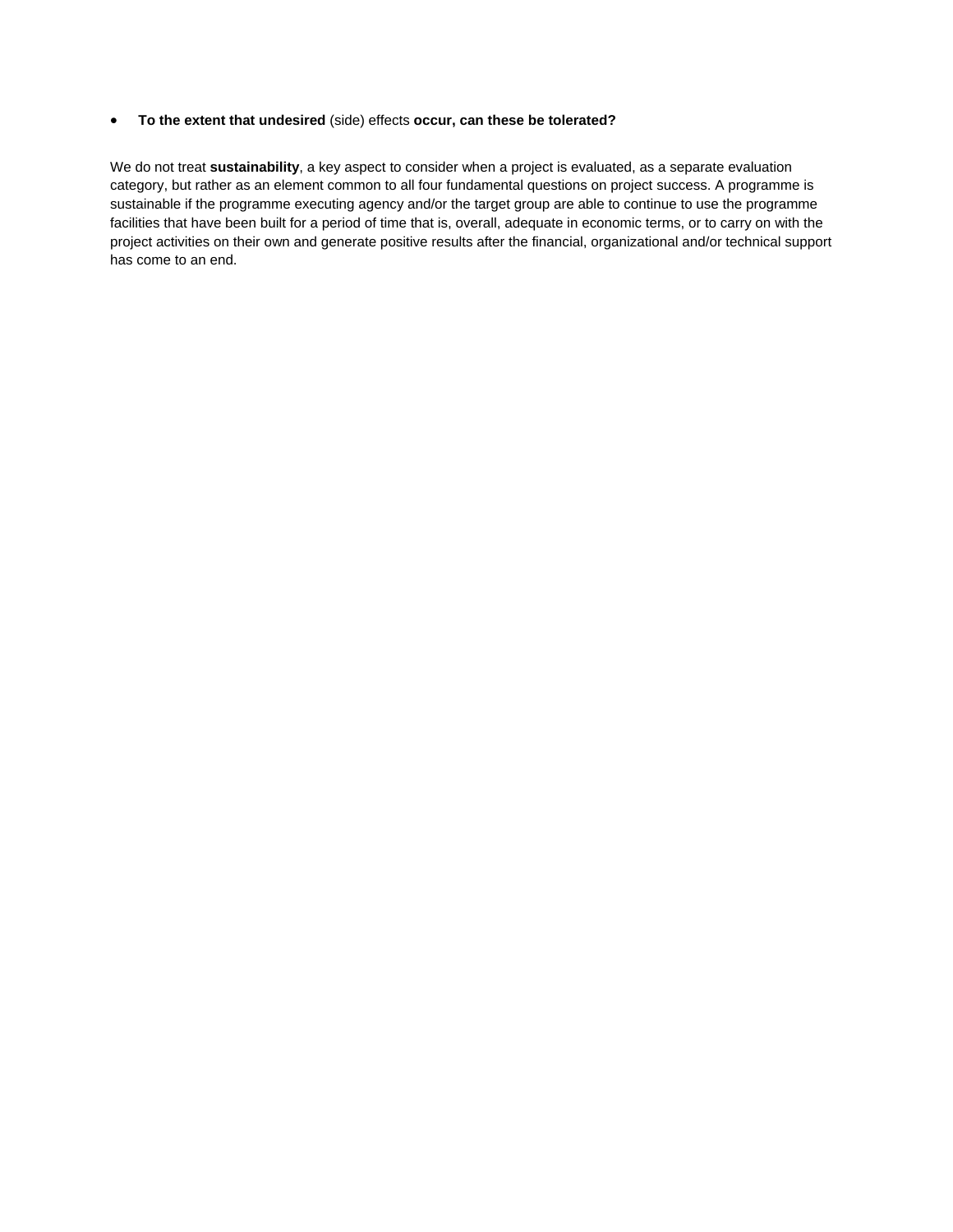- **To the extent that undesired** (side) effects **occur, can these be tolerated?**

We do not treat **sustainability**, a key aspect to consider when a project is evaluated, as a separate evaluation category, but rather as an element common to all four fundamental questions on project success. A programme is sustainable if the programme executing agency and/or the target group are able to continue to use the programme facilities that have been built for a period of time that is, overall, adequate in economic terms, or to carry on with the project activities on their own and generate positive results after the financial, organizational and/or technical support has come to an end.